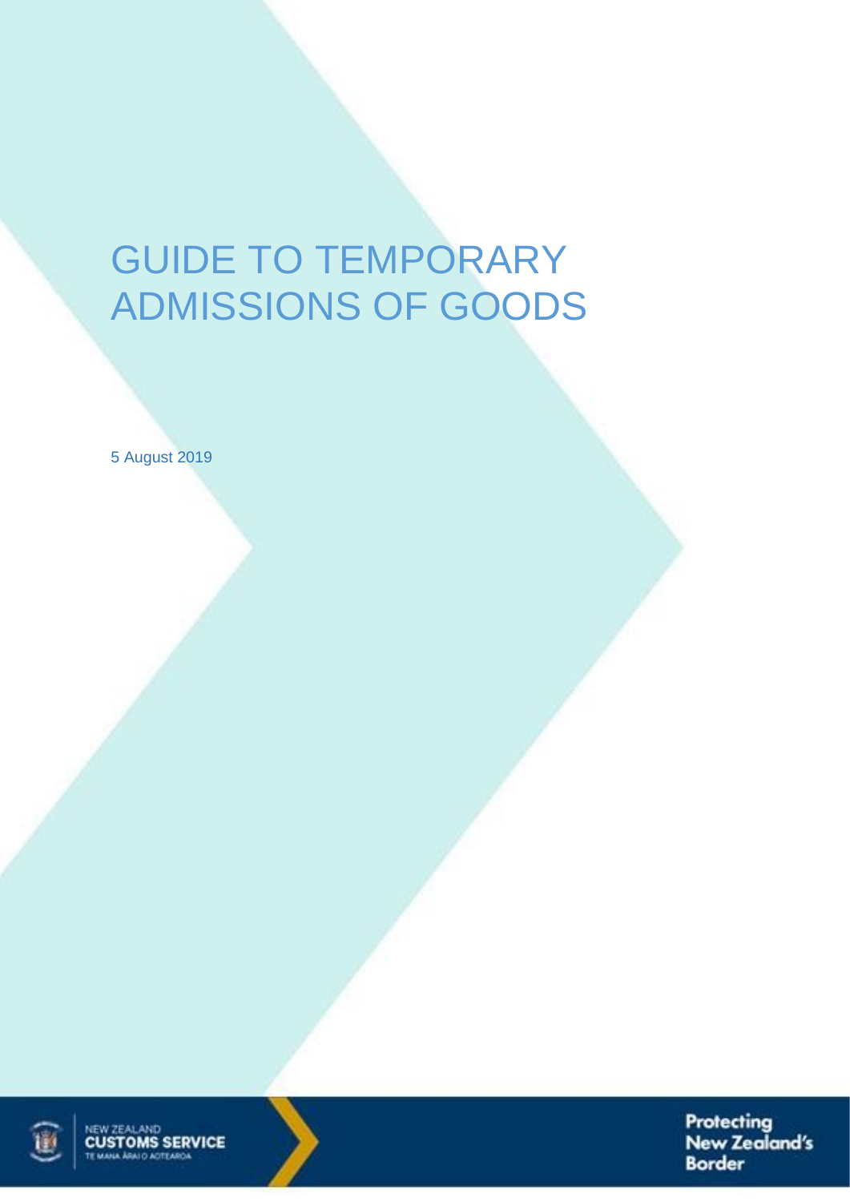# GUIDE TO TEMPORARY ADMISSIONS OF GOODS

5 August 2019

NEW ZEALAND
CUSTOMS SERVICE
TE MANA ĀRAI O AOTEAROA

Protecting New Zealand's Border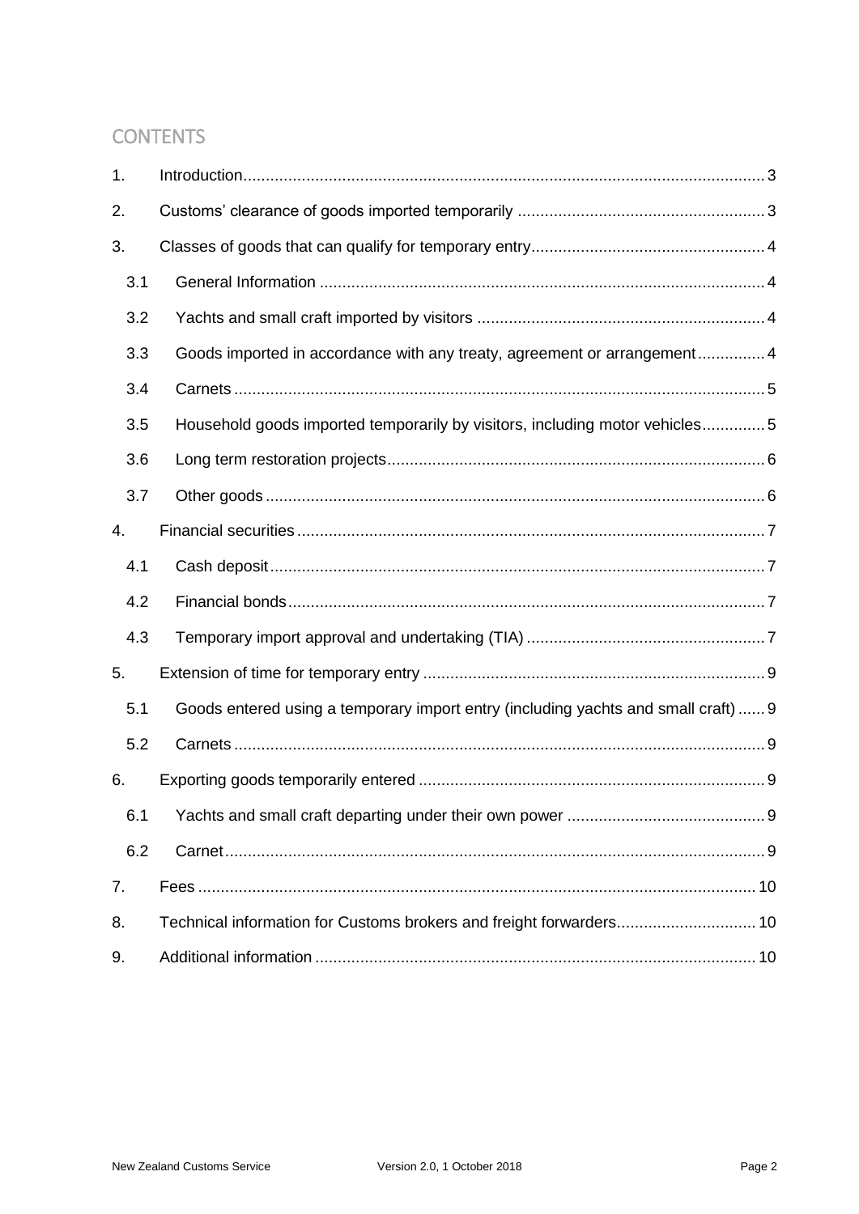## CONTENTS

1. Introduction .... 3
2. Customs' clearance of goods imported temporarily .... 3
3. Classes of goods that can qualify for temporary entry .... 4
   - 3.1 General Information .... 4
   - 3.2 Yachts and small craft imported by visitors .... 4
   - 3.3 Goods imported in accordance with any treaty, agreement or arrangement .... 4
   - 3.4 Carnets .... 5
   - 3.5 Household goods imported temporarily by visitors, including motor vehicles .... 5
   - 3.6 Long term restoration projects .... 6
   - 3.7 Other goods .... 6
4. Financial securities .... 7
   - 4.1 Cash deposit .... 7
   - 4.2 Financial bonds .... 7
   - 4.3 Temporary import approval and undertaking (TIA) .... 7
5. Extension of time for temporary entry .... 9
   - 5.1 Goods entered using a temporary import entry (including yachts and small craft) .... 9
   - 5.2 Carnets .... 9
6. Exporting goods temporarily entered .... 9
   - 6.1 Yachts and small craft departing under their own power .... 9
   - 6.2 Carnet .... 9
7. Fees .... 10
8. Technical information for Customs brokers and freight forwarders .... 10
9. Additional information .... 10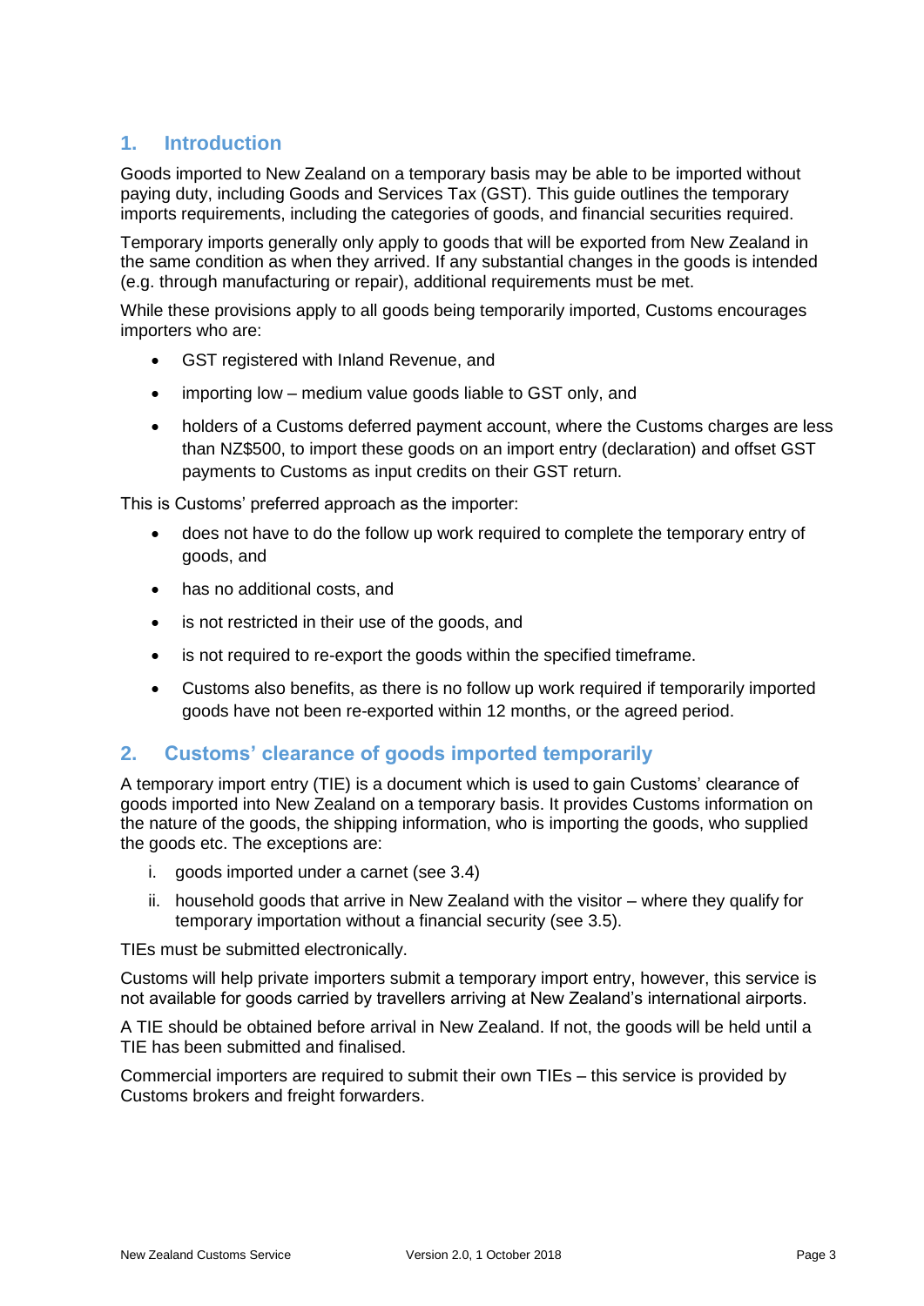## 1. Introduction

Goods imported to New Zealand on a temporary basis may be able to be imported without paying duty, including Goods and Services Tax (GST). This guide outlines the temporary imports requirements, including the categories of goods, and financial securities required.

Temporary imports generally only apply to goods that will be exported from New Zealand in the same condition as when they arrived. If any substantial changes in the goods is intended (e.g. through manufacturing or repair), additional requirements must be met.

While these provisions apply to all goods being temporarily imported, Customs encourages importers who are:

- GST registered with Inland Revenue, and
- importing low – medium value goods liable to GST only, and
- holders of a Customs deferred payment account, where the Customs charges are less than NZ$500, to import these goods on an import entry (declaration) and offset GST payments to Customs as input credits on their GST return.

This is Customs' preferred approach as the importer:

- does not have to do the follow up work required to complete the temporary entry of goods, and
- has no additional costs, and
- is not restricted in their use of the goods, and
- is not required to re-export the goods within the specified timeframe.
- Customs also benefits, as there is no follow up work required if temporarily imported goods have not been re-exported within 12 months, or the agreed period.

## 2. Customs' clearance of goods imported temporarily

A temporary import entry (TIE) is a document which is used to gain Customs' clearance of goods imported into New Zealand on a temporary basis. It provides Customs information on the nature of the goods, the shipping information, who is importing the goods, who supplied the goods etc. The exceptions are:

i. goods imported under a carnet (see 3.4)
ii. household goods that arrive in New Zealand with the visitor – where they qualify for temporary importation without a financial security (see 3.5).

TIEs must be submitted electronically.

Customs will help private importers submit a temporary import entry, however, this service is not available for goods carried by travellers arriving at New Zealand's international airports.

A TIE should be obtained before arrival in New Zealand. If not, the goods will be held until a TIE has been submitted and finalised.

Commercial importers are required to submit their own TIEs – this service is provided by Customs brokers and freight forwarders.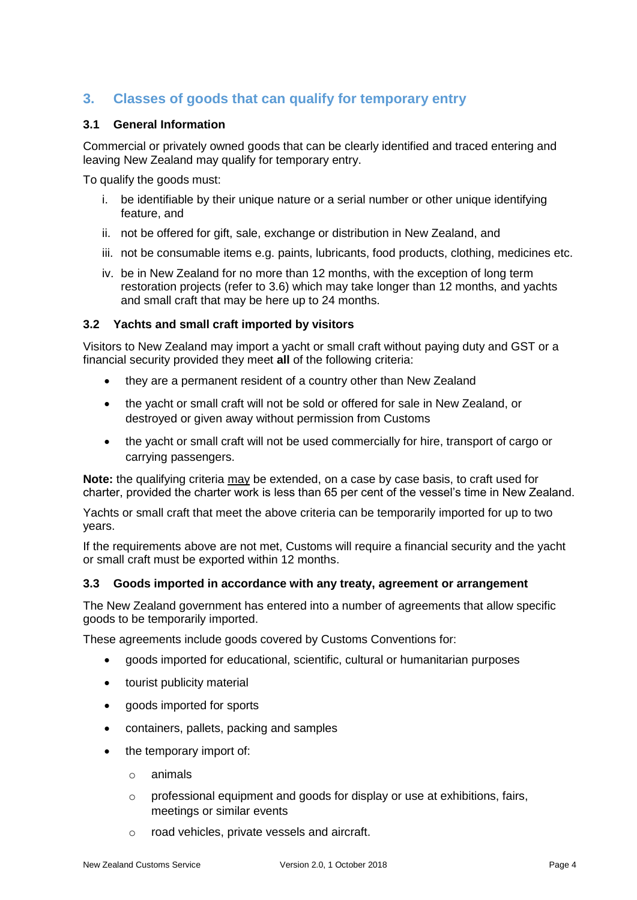## 3. Classes of goods that can qualify for temporary entry

### 3.1 General Information

Commercial or privately owned goods that can be clearly identified and traced entering and leaving New Zealand may qualify for temporary entry.

To qualify the goods must:

i. be identifiable by their unique nature or a serial number or other unique identifying feature, and
ii. not be offered for gift, sale, exchange or distribution in New Zealand, and
iii. not be consumable items e.g. paints, lubricants, food products, clothing, medicines etc.
iv. be in New Zealand for no more than 12 months, with the exception of long term restoration projects (refer to 3.6) which may take longer than 12 months, and yachts and small craft that may be here up to 24 months.

### 3.2 Yachts and small craft imported by visitors

Visitors to New Zealand may import a yacht or small craft without paying duty and GST or a financial security provided they meet **all** of the following criteria:

- they are a permanent resident of a country other than New Zealand
- the yacht or small craft will not be sold or offered for sale in New Zealand, or destroyed or given away without permission from Customs
- the yacht or small craft will not be used commercially for hire, transport of cargo or carrying passengers.

**Note:** the qualifying criteria may be extended, on a case by case basis, to craft used for charter, provided the charter work is less than 65 per cent of the vessel's time in New Zealand.

Yachts or small craft that meet the above criteria can be temporarily imported for up to two years.

If the requirements above are not met, Customs will require a financial security and the yacht or small craft must be exported within 12 months.

### 3.3 Goods imported in accordance with any treaty, agreement or arrangement

The New Zealand government has entered into a number of agreements that allow specific goods to be temporarily imported.

These agreements include goods covered by Customs Conventions for:

- goods imported for educational, scientific, cultural or humanitarian purposes
- tourist publicity material
- goods imported for sports
- containers, pallets, packing and samples
- the temporary import of:
  - animals
  - professional equipment and goods for display or use at exhibitions, fairs, meetings or similar events
  - road vehicles, private vessels and aircraft.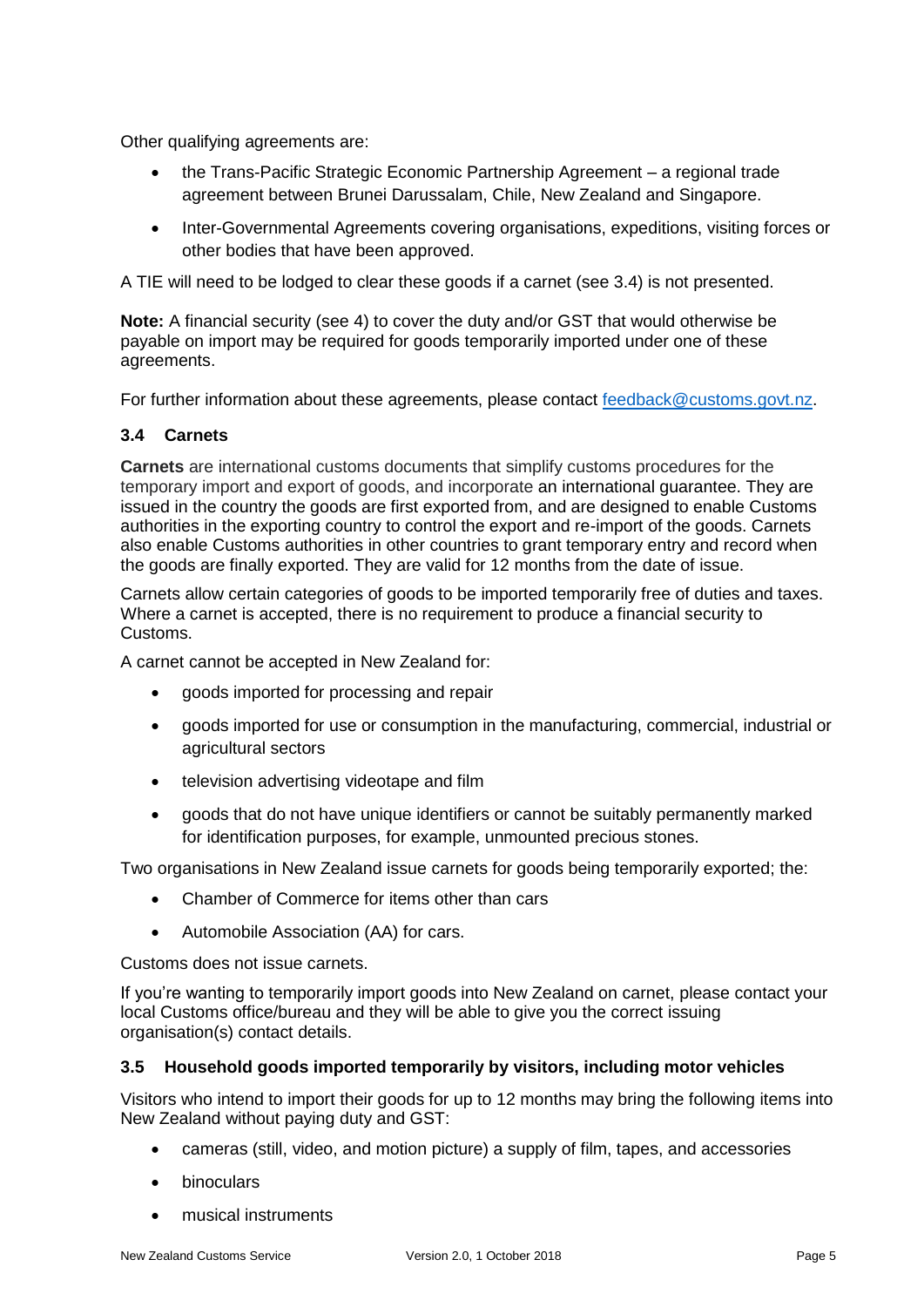Other qualifying agreements are:

- the Trans-Pacific Strategic Economic Partnership Agreement – a regional trade agreement between Brunei Darussalam, Chile, New Zealand and Singapore.
- Inter-Governmental Agreements covering organisations, expeditions, visiting forces or other bodies that have been approved.

A TIE will need to be lodged to clear these goods if a carnet (see 3.4) is not presented.

**Note:** A financial security (see 4) to cover the duty and/or GST that would otherwise be payable on import may be required for goods temporarily imported under one of these agreements.

For further information about these agreements, please contact feedback@customs.govt.nz.

### 3.4 Carnets

**Carnets** are international customs documents that simplify customs procedures for the temporary import and export of goods, and incorporate an international guarantee. They are issued in the country the goods are first exported from, and are designed to enable Customs authorities in the exporting country to control the export and re-import of the goods. Carnets also enable Customs authorities in other countries to grant temporary entry and record when the goods are finally exported. They are valid for 12 months from the date of issue.

Carnets allow certain categories of goods to be imported temporarily free of duties and taxes. Where a carnet is accepted, there is no requirement to produce a financial security to Customs.

A carnet cannot be accepted in New Zealand for:

- goods imported for processing and repair
- goods imported for use or consumption in the manufacturing, commercial, industrial or agricultural sectors
- television advertising videotape and film
- goods that do not have unique identifiers or cannot be suitably permanently marked for identification purposes, for example, unmounted precious stones.

Two organisations in New Zealand issue carnets for goods being temporarily exported; the:

- Chamber of Commerce for items other than cars
- Automobile Association (AA) for cars.

Customs does not issue carnets.

If you're wanting to temporarily import goods into New Zealand on carnet, please contact your local Customs office/bureau and they will be able to give you the correct issuing organisation(s) contact details.

### 3.5 Household goods imported temporarily by visitors, including motor vehicles

Visitors who intend to import their goods for up to 12 months may bring the following items into New Zealand without paying duty and GST:

- cameras (still, video, and motion picture) a supply of film, tapes, and accessories
- binoculars
- musical instruments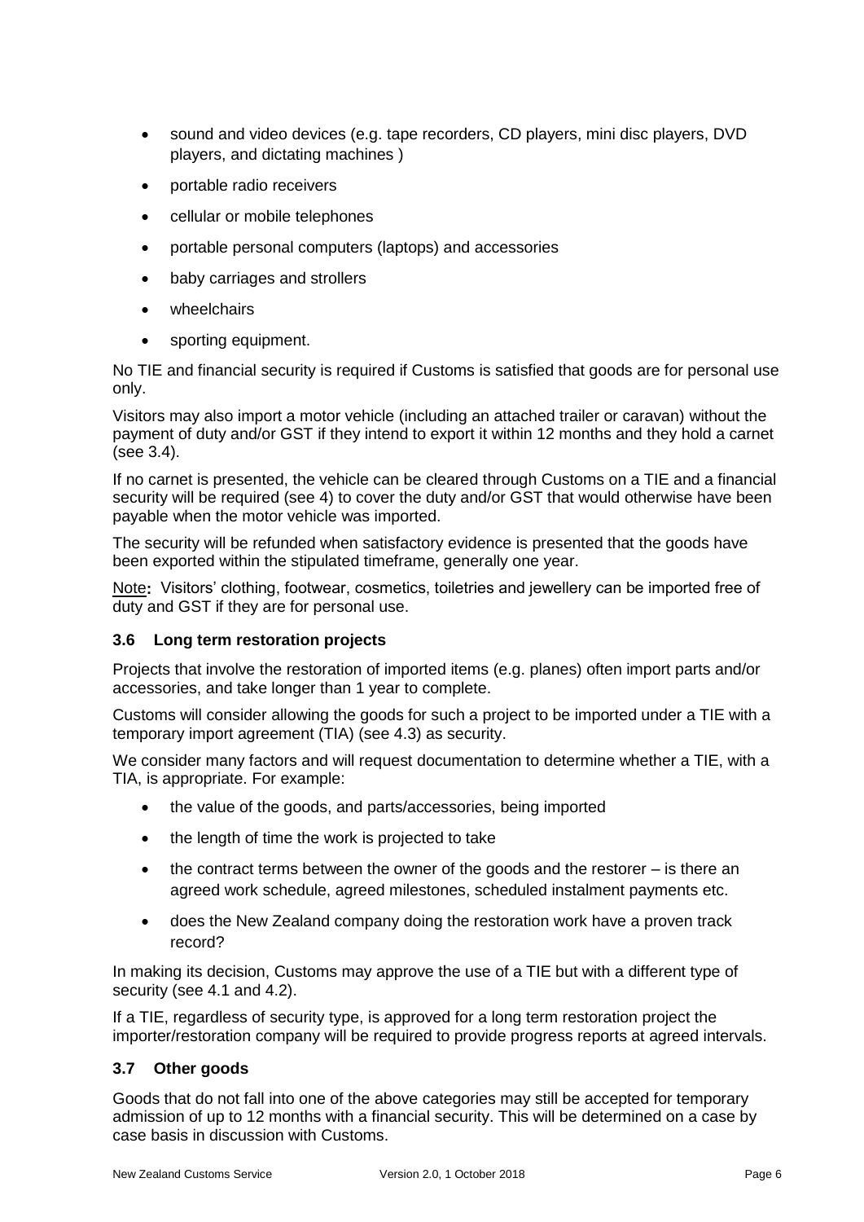- sound and video devices (e.g. tape recorders, CD players, mini disc players, DVD players, and dictating machines )
- portable radio receivers
- cellular or mobile telephones
- portable personal computers (laptops) and accessories
- baby carriages and strollers
- wheelchairs
- sporting equipment.

No TIE and financial security is required if Customs is satisfied that goods are for personal use only.

Visitors may also import a motor vehicle (including an attached trailer or caravan) without the payment of duty and/or GST if they intend to export it within 12 months and they hold a carnet (see 3.4).

If no carnet is presented, the vehicle can be cleared through Customs on a TIE and a financial security will be required (see 4) to cover the duty and/or GST that would otherwise have been payable when the motor vehicle was imported.

The security will be refunded when satisfactory evidence is presented that the goods have been exported within the stipulated timeframe, generally one year.

Note**:** Visitors' clothing, footwear, cosmetics, toiletries and jewellery can be imported free of duty and GST if they are for personal use.

### 3.6 Long term restoration projects

Projects that involve the restoration of imported items (e.g. planes) often import parts and/or accessories, and take longer than 1 year to complete.

Customs will consider allowing the goods for such a project to be imported under a TIE with a temporary import agreement (TIA) (see 4.3) as security.

We consider many factors and will request documentation to determine whether a TIE, with a TIA, is appropriate. For example:

- the value of the goods, and parts/accessories, being imported
- the length of time the work is projected to take
- the contract terms between the owner of the goods and the restorer – is there an agreed work schedule, agreed milestones, scheduled instalment payments etc.
- does the New Zealand company doing the restoration work have a proven track record?

In making its decision, Customs may approve the use of a TIE but with a different type of security (see 4.1 and 4.2).

If a TIE, regardless of security type, is approved for a long term restoration project the importer/restoration company will be required to provide progress reports at agreed intervals.

### 3.7 Other goods

Goods that do not fall into one of the above categories may still be accepted for temporary admission of up to 12 months with a financial security. This will be determined on a case by case basis in discussion with Customs.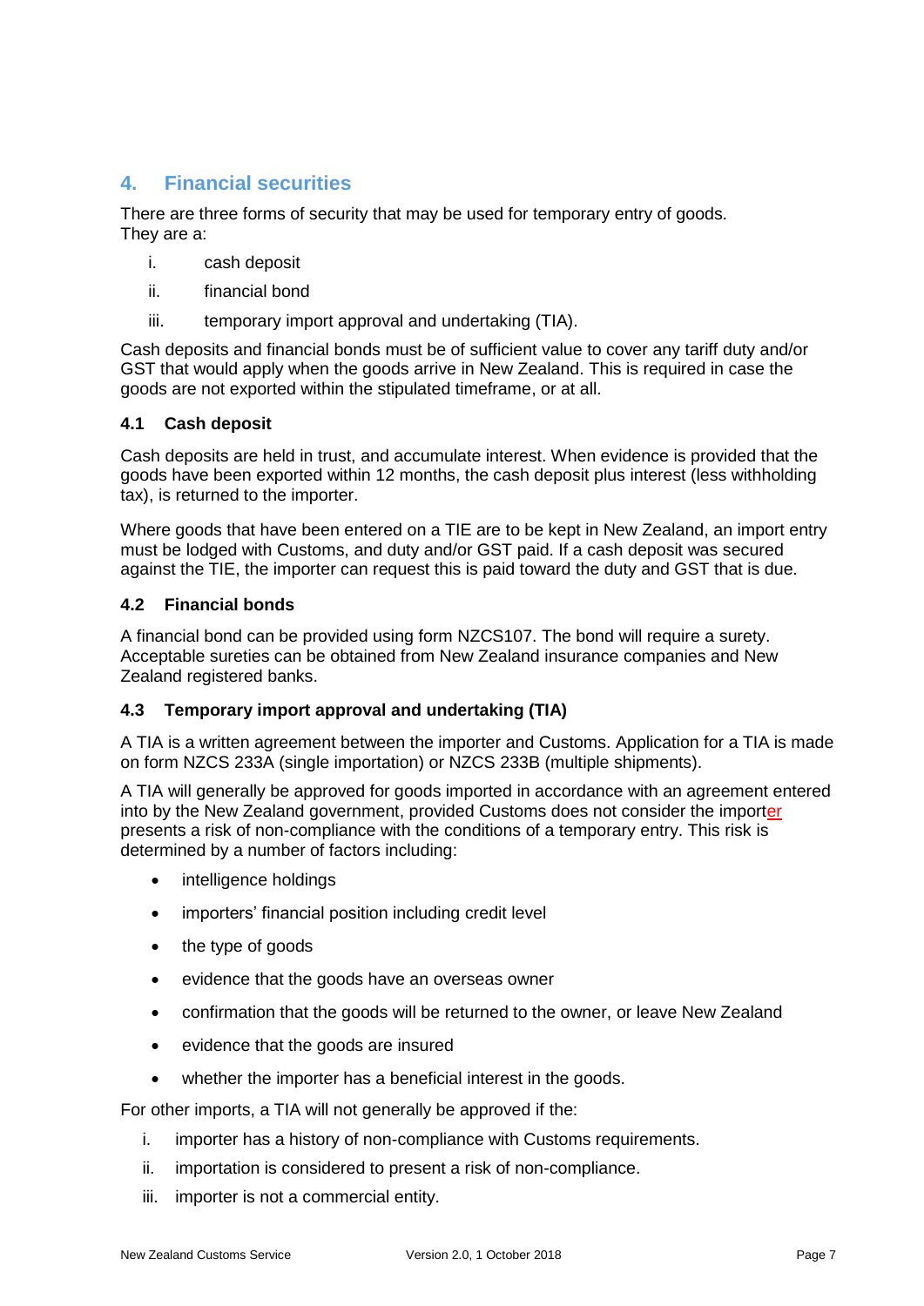## 4. Financial securities

There are three forms of security that may be used for temporary entry of goods. They are a:

i. cash deposit
ii. financial bond
iii. temporary import approval and undertaking (TIA).

Cash deposits and financial bonds must be of sufficient value to cover any tariff duty and/or GST that would apply when the goods arrive in New Zealand. This is required in case the goods are not exported within the stipulated timeframe, or at all.

### 4.1 Cash deposit

Cash deposits are held in trust, and accumulate interest. When evidence is provided that the goods have been exported within 12 months, the cash deposit plus interest (less withholding tax), is returned to the importer.

Where goods that have been entered on a TIE are to be kept in New Zealand, an import entry must be lodged with Customs, and duty and/or GST paid. If a cash deposit was secured against the TIE, the importer can request this is paid toward the duty and GST that is due.

### 4.2 Financial bonds

A financial bond can be provided using form NZCS107. The bond will require a surety. Acceptable sureties can be obtained from New Zealand insurance companies and New Zealand registered banks.

### 4.3 Temporary import approval and undertaking (TIA)

A TIA is a written agreement between the importer and Customs. Application for a TIA is made on form NZCS 233A (single importation) or NZCS 233B (multiple shipments).

A TIA will generally be approved for goods imported in accordance with an agreement entered into by the New Zealand government, provided Customs does not consider the importer presents a risk of non-compliance with the conditions of a temporary entry. This risk is determined by a number of factors including:

- intelligence holdings
- importers' financial position including credit level
- the type of goods
- evidence that the goods have an overseas owner
- confirmation that the goods will be returned to the owner, or leave New Zealand
- evidence that the goods are insured
- whether the importer has a beneficial interest in the goods.

For other imports, a TIA will not generally be approved if the:

i. importer has a history of non-compliance with Customs requirements.
ii. importation is considered to present a risk of non-compliance.
iii. importer is not a commercial entity.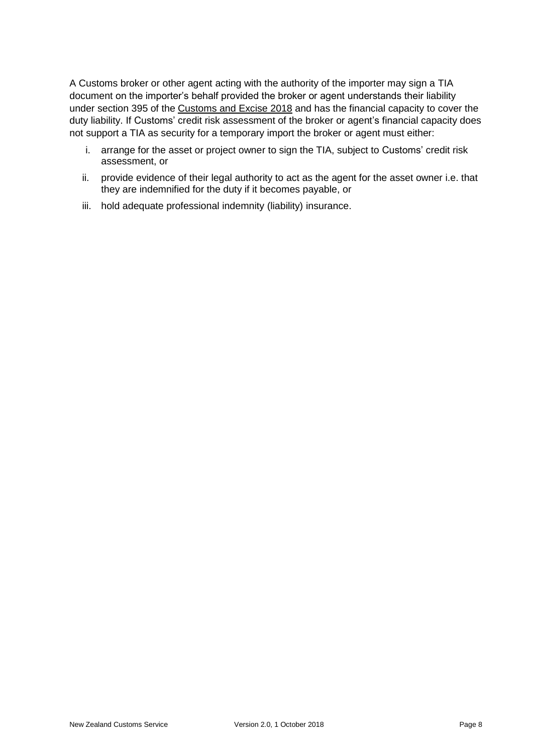A Customs broker or other agent acting with the authority of the importer may sign a TIA document on the importer's behalf provided the broker or agent understands their liability under section 395 of the Customs and Excise 2018 and has the financial capacity to cover the duty liability. If Customs' credit risk assessment of the broker or agent's financial capacity does not support a TIA as security for a temporary import the broker or agent must either:

i. arrange for the asset or project owner to sign the TIA, subject to Customs' credit risk assessment, or
ii. provide evidence of their legal authority to act as the agent for the asset owner i.e. that they are indemnified for the duty if it becomes payable, or
iii. hold adequate professional indemnity (liability) insurance.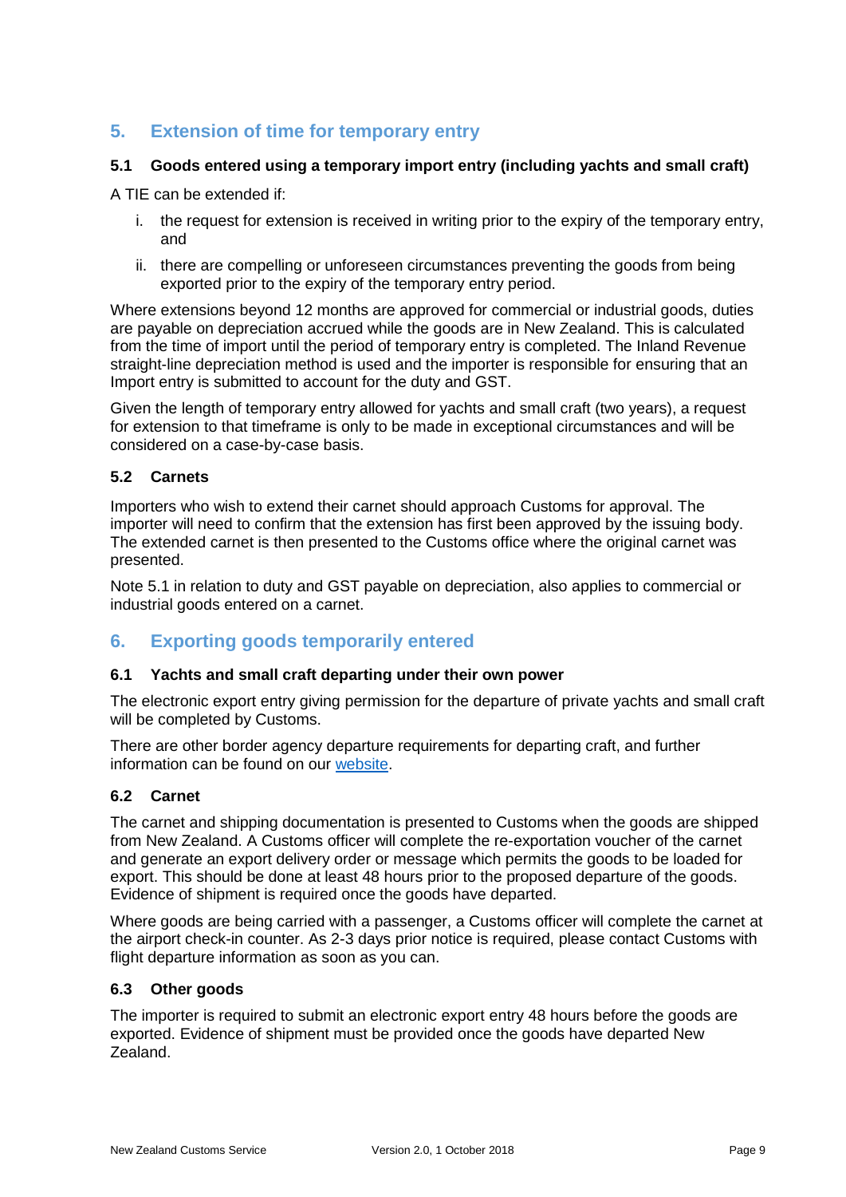## 5. Extension of time for temporary entry

### 5.1 Goods entered using a temporary import entry (including yachts and small craft)

A TIE can be extended if:

i. the request for extension is received in writing prior to the expiry of the temporary entry, and

ii. there are compelling or unforeseen circumstances preventing the goods from being exported prior to the expiry of the temporary entry period.

Where extensions beyond 12 months are approved for commercial or industrial goods, duties are payable on depreciation accrued while the goods are in New Zealand. This is calculated from the time of import until the period of temporary entry is completed. The Inland Revenue straight-line depreciation method is used and the importer is responsible for ensuring that an Import entry is submitted to account for the duty and GST.

Given the length of temporary entry allowed for yachts and small craft (two years), a request for extension to that timeframe is only to be made in exceptional circumstances and will be considered on a case-by-case basis.

### 5.2 Carnets

Importers who wish to extend their carnet should approach Customs for approval. The importer will need to confirm that the extension has first been approved by the issuing body. The extended carnet is then presented to the Customs office where the original carnet was presented.

Note 5.1 in relation to duty and GST payable on depreciation, also applies to commercial or industrial goods entered on a carnet.

## 6. Exporting goods temporarily entered

### 6.1 Yachts and small craft departing under their own power

The electronic export entry giving permission for the departure of private yachts and small craft will be completed by Customs.

There are other border agency departure requirements for departing craft, and further information can be found on our website.

### 6.2 Carnet

The carnet and shipping documentation is presented to Customs when the goods are shipped from New Zealand. A Customs officer will complete the re-exportation voucher of the carnet and generate an export delivery order or message which permits the goods to be loaded for export. This should be done at least 48 hours prior to the proposed departure of the goods. Evidence of shipment is required once the goods have departed.

Where goods are being carried with a passenger, a Customs officer will complete the carnet at the airport check-in counter. As 2-3 days prior notice is required, please contact Customs with flight departure information as soon as you can.

### 6.3 Other goods

The importer is required to submit an electronic export entry 48 hours before the goods are exported. Evidence of shipment must be provided once the goods have departed New Zealand.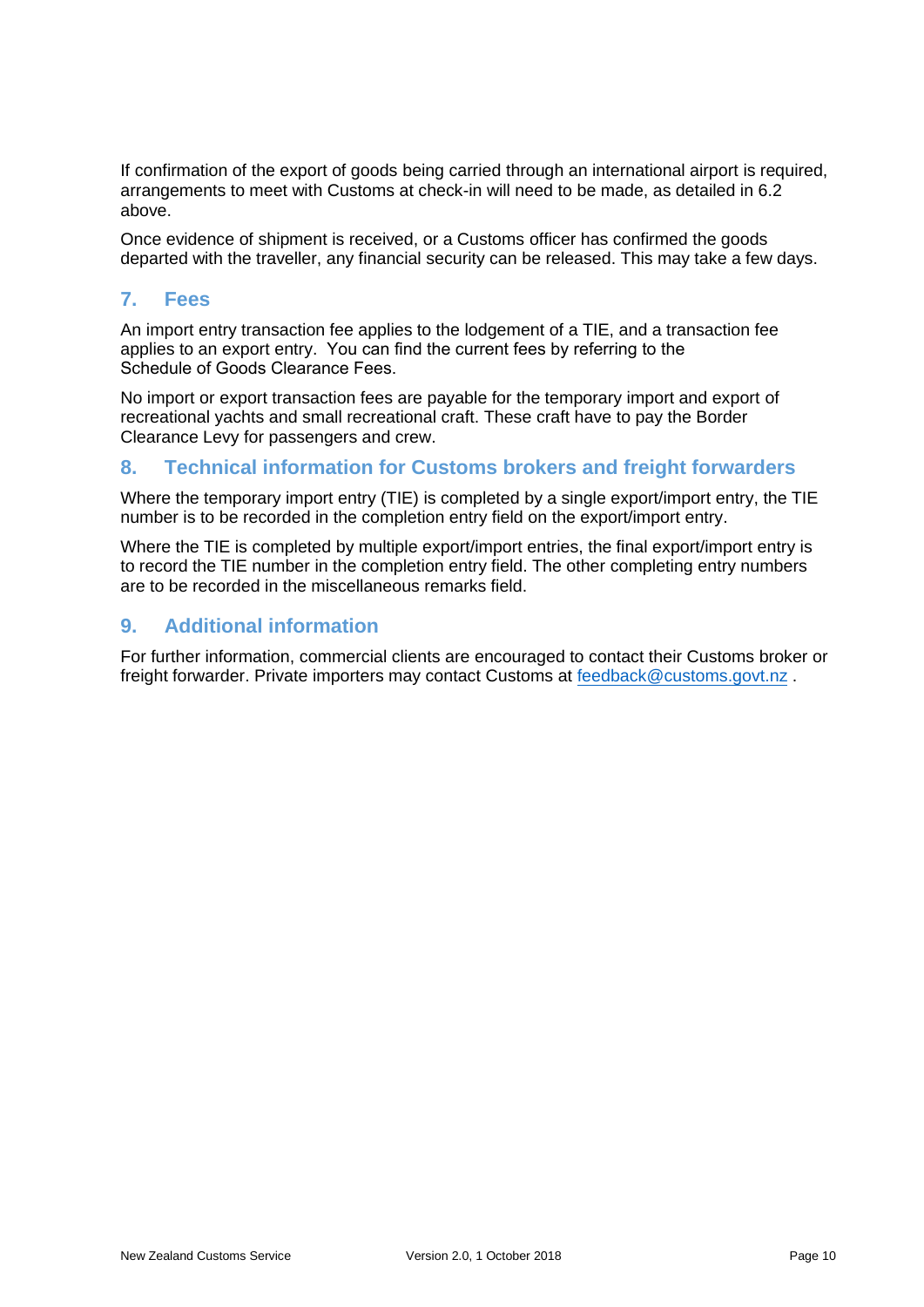If confirmation of the export of goods being carried through an international airport is required, arrangements to meet with Customs at check-in will need to be made, as detailed in 6.2 above.

Once evidence of shipment is received, or a Customs officer has confirmed the goods departed with the traveller, any financial security can be released. This may take a few days.

## 7. Fees

An import entry transaction fee applies to the lodgement of a TIE, and a transaction fee applies to an export entry. You can find the current fees by referring to the Schedule of Goods Clearance Fees.

No import or export transaction fees are payable for the temporary import and export of recreational yachts and small recreational craft. These craft have to pay the Border Clearance Levy for passengers and crew.

## 8. Technical information for Customs brokers and freight forwarders

Where the temporary import entry (TIE) is completed by a single export/import entry, the TIE number is to be recorded in the completion entry field on the export/import entry.

Where the TIE is completed by multiple export/import entries, the final export/import entry is to record the TIE number in the completion entry field. The other completing entry numbers are to be recorded in the miscellaneous remarks field.

## 9. Additional information

For further information, commercial clients are encouraged to contact their Customs broker or freight forwarder. Private importers may contact Customs at [feedback@customs.govt.nz](mailto:feedback@customs.govt.nz) .